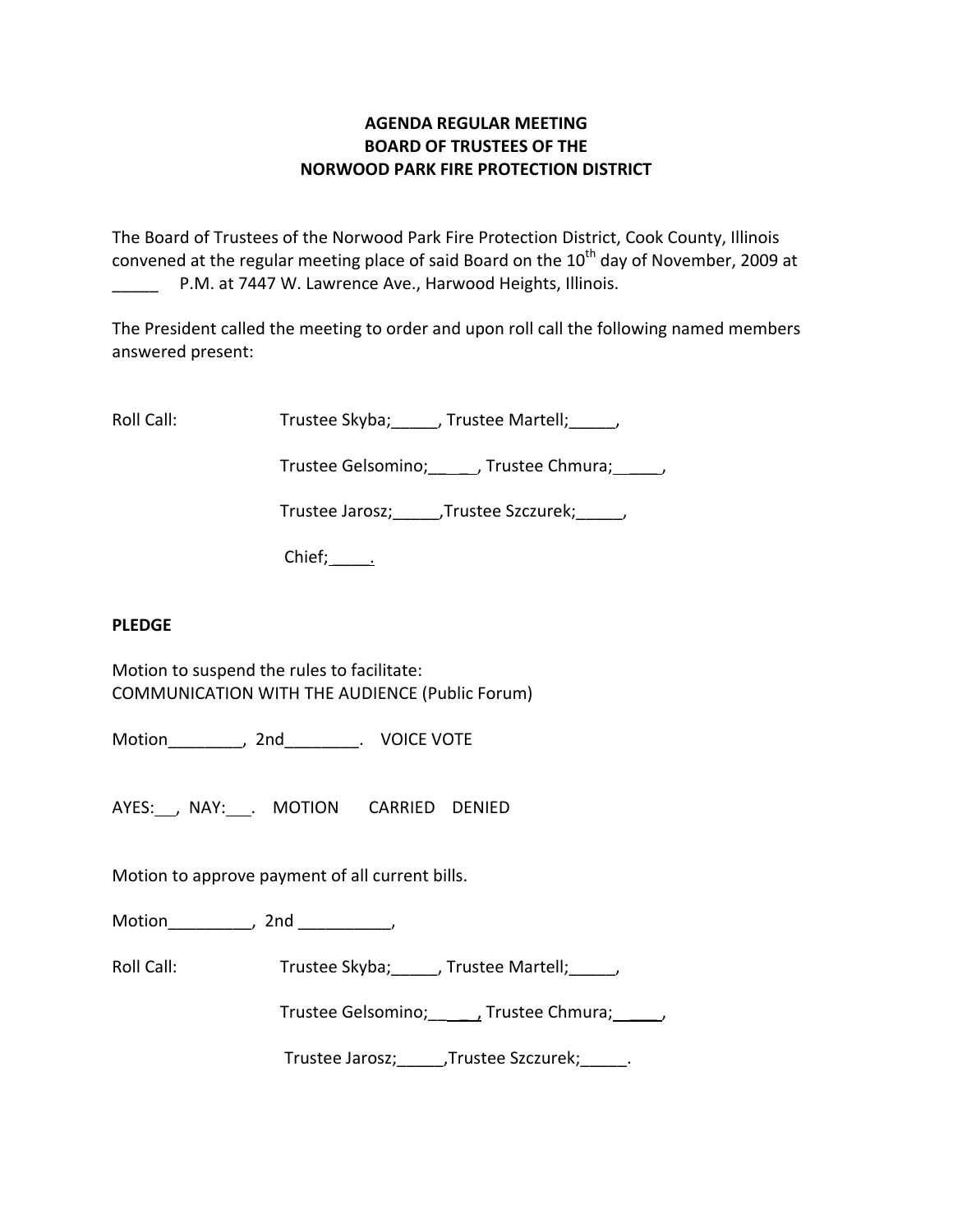**AGENDA REGULAR MEETING**
**BOARD OF TRUSTEES OF THE**
**NORWOOD PARK FIRE PROTECTION DISTRICT**

The Board of Trustees of the Norwood Park Fire Protection District, Cook County, Illinois convened at the regular meeting place of said Board on the 10th day of November, 2009 at _____ P.M. at 7447 W. Lawrence Ave., Harwood Heights, Illinois.

The President called the meeting to order and upon roll call the following named members answered present:

Roll Call: Trustee Skyba;_____, Trustee Martell;_____,

Trustee Gelsomino;_____, Trustee Chmura;_____,

Trustee Jarosz;_____,Trustee Szczurek;_____,

Chief;_____.

**PLEDGE**

Motion to suspend the rules to facilitate:
COMMUNICATION WITH THE AUDIENCE (Public Forum)

Motion________, 2nd________. VOICE VOTE

AYES:___, NAY:___. MOTION CARRIED DENIED

Motion to approve payment of all current bills.

Motion_________, 2nd __________,

Roll Call: Trustee Skyba;_____, Trustee Martell;_____,

Trustee Gelsomino;_____, Trustee Chmura;_____,

Trustee Jarosz;_____,Trustee Szczurek;_____.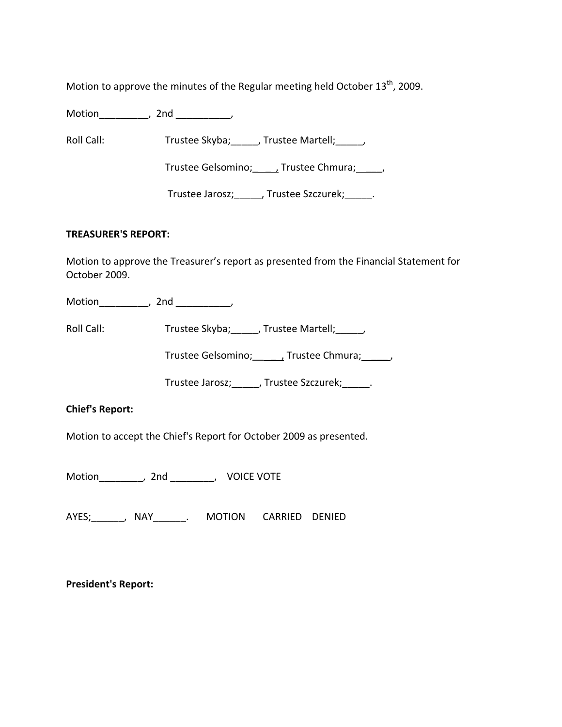Motion to approve the minutes of the Regular meeting held October 13th, 2009.

Motion_________, 2nd __________,

Roll Call: Trustee Skyba;_____, Trustee Martell;_____,

Trustee Gelsomino;____, Trustee Chmura;_____,

Trustee Jarosz;_____, Trustee Szczurek;_____.

**TREASURER'S REPORT:**

Motion to approve the Treasurer's report as presented from the Financial Statement for October 2009.

Motion_________, 2nd __________,

Roll Call: Trustee Skyba;_____, Trustee Martell;_____,

Trustee Gelsomino;______, Trustee Chmura;______,

Trustee Jarosz;_____, Trustee Szczurek;_____.

**Chief's Report:**

Motion to accept the Chief's Report for October 2009 as presented.

Motion________, 2nd ________, VOICE VOTE

AYES;______, NAY______. MOTION CARRIED DENIED

**President's Report:**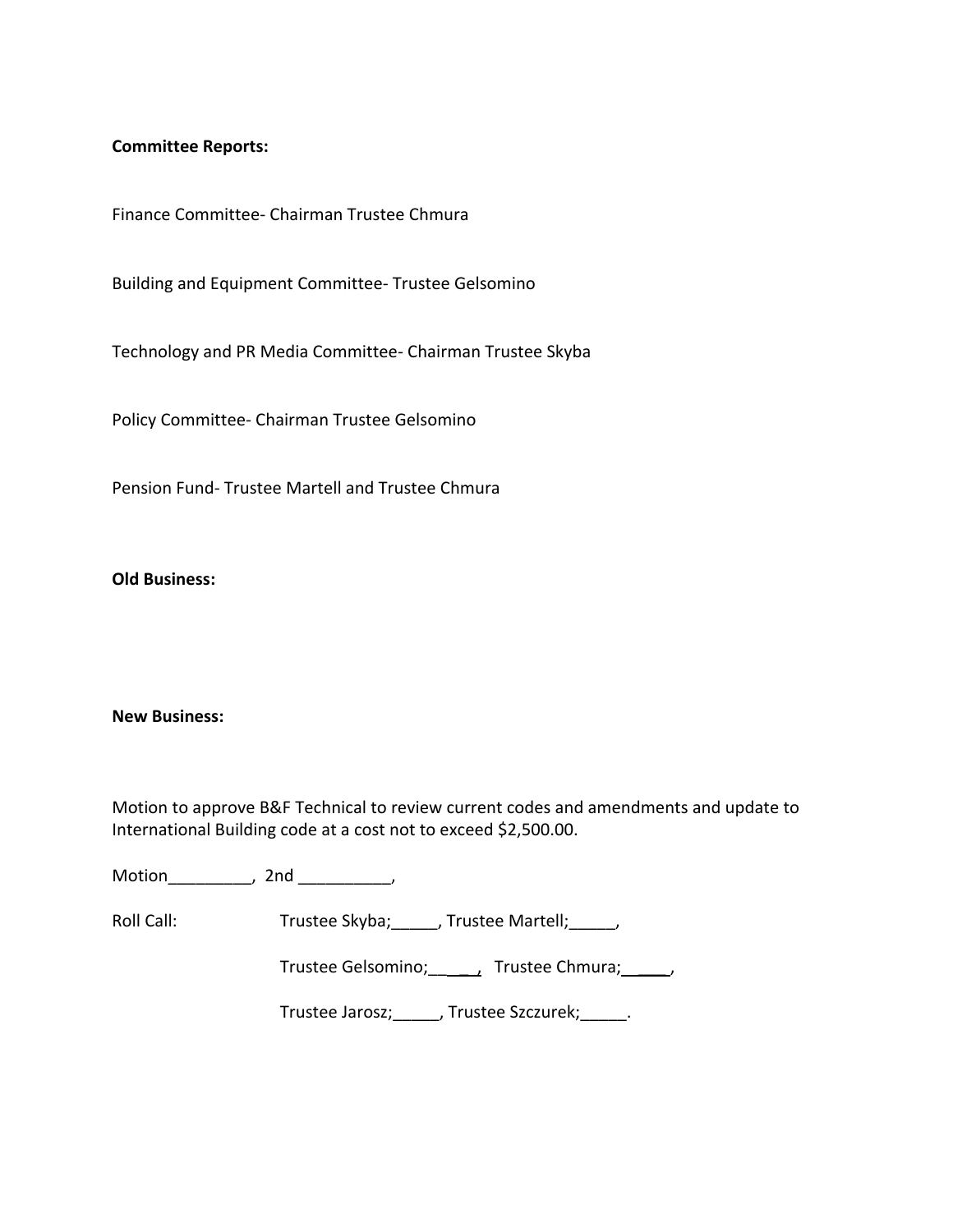**Committee Reports:**

Finance Committee- Chairman Trustee Chmura

Building and Equipment Committee- Trustee Gelsomino

Technology and PR Media Committee- Chairman Trustee Skyba

Policy Committee- Chairman Trustee Gelsomino

Pension Fund- Trustee Martell and Trustee Chmura

**Old Business:**

**New Business:**

Motion to approve B&F Technical to review current codes and amendments and update to International Building code at a cost not to exceed $2,500.00.

Motion_________, 2nd __________,

Roll Call: Trustee Skyba;_____, Trustee Martell;_____,

Trustee Gelsomino;_____, Trustee Chmura;_____,

Trustee Jarosz;_____, Trustee Szczurek;_____.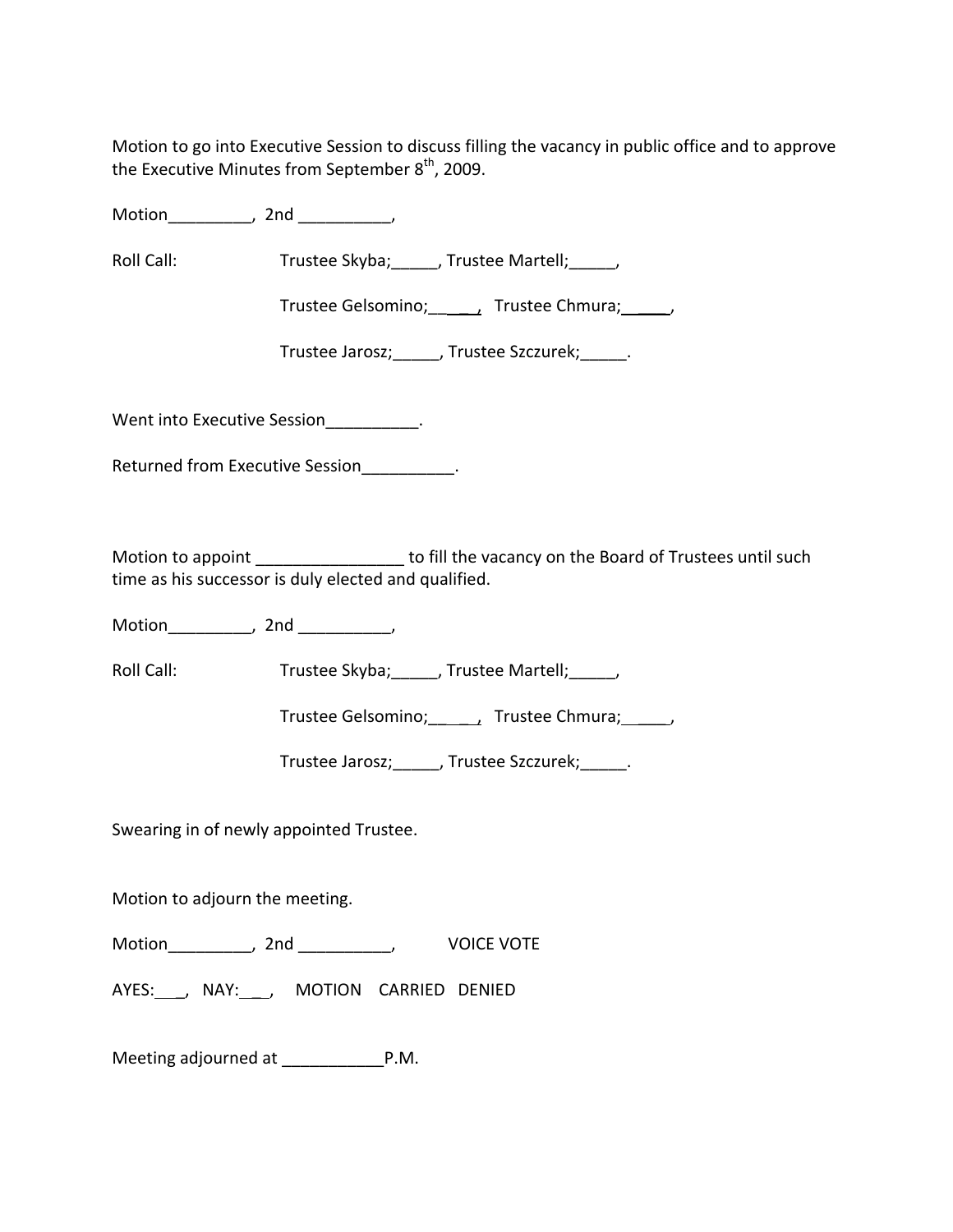Motion to go into Executive Session to discuss filling the vacancy in public office and to approve the Executive Minutes from September 8th, 2009.

Motion_________, 2nd __________,

Roll Call: Trustee Skyba;_____, Trustee Martell;_____,

Trustee Gelsomino;_____, Trustee Chmura;_____,

Trustee Jarosz;_____, Trustee Szczurek;_____.

Went into Executive Session__________.

Returned from Executive Session__________.

Motion to appoint ________________ to fill the vacancy on the Board of Trustees until such time as his successor is duly elected and qualified.

Motion_________, 2nd __________,

Roll Call: Trustee Skyba;_____, Trustee Martell;_____,

Trustee Gelsomino;_____, Trustee Chmura;_____,

Trustee Jarosz;_____, Trustee Szczurek;_____.

Swearing in of newly appointed Trustee.

Motion to adjourn the meeting.

Motion_________, 2nd __________, VOICE VOTE

AYES:___, NAY:___, MOTION CARRIED DENIED

Meeting adjourned at ___________P.M.